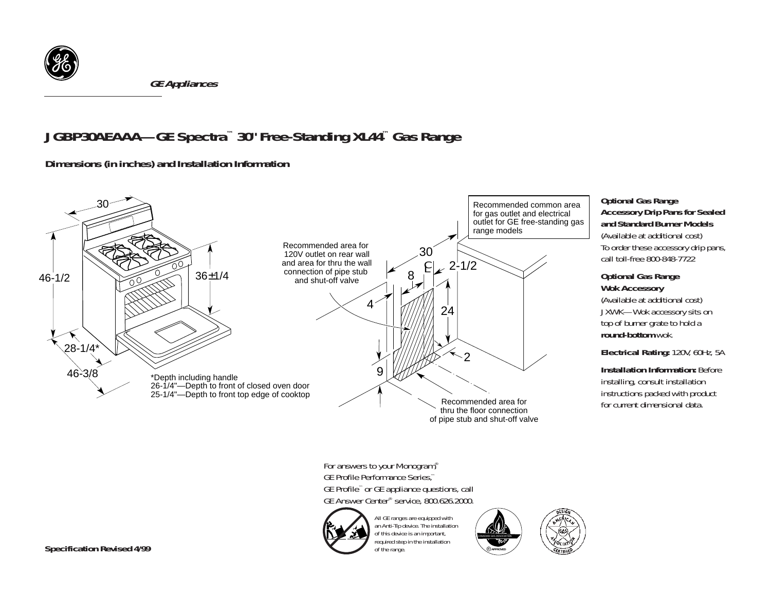GE Appliances

# JGBP30AEAAA—GE Spectra™ 30" Free-Standing XL44™ Gas Range

## Dimensions (in inches) and Installation Information

30

46-1/2

36±1/4

28-1/4*

46-3/8

*Depth including handle
26-1/4"—Depth to front of closed oven door
25-1/4"—Depth to front top edge of cooktop

Recommended area for 120V outlet on rear wall and area for thru the wall connection of pipe stub and shut-off valve

Recommended common area for gas outlet and electrical outlet for GE free-standing gas range models

30

2-1/2

8

4

24

2

9

Recommended area for thru the floor connection of pipe stub and shut-off valve

**Optional Gas Range Accessory Drip Pans for Sealed and Standard Burner Models**
(Available at additional cost)
To order these accessory drip pans, call toll-free 800-848-7722

**Optional Gas Range Wok Accessory**
(Available at additional cost)
JXWK—Wok accessory sits on top of burner grate to hold a **round-bottom** wok.

**Electrical Rating:** 120V, 60Hz, 5A

**Installation Information:** Before installing, consult installation instructions packed with product for current dimensional data.

For answers to your Monogram®, GE Profile Performance Series,™ GE Profile™ or GE appliance questions, call GE Answer Center® service, 800.626.2000.

All GE ranges are equipped with an Anti-Tip device. The installation of this device is an important, required step in the installation of the range.

**Specification Revised 4/99**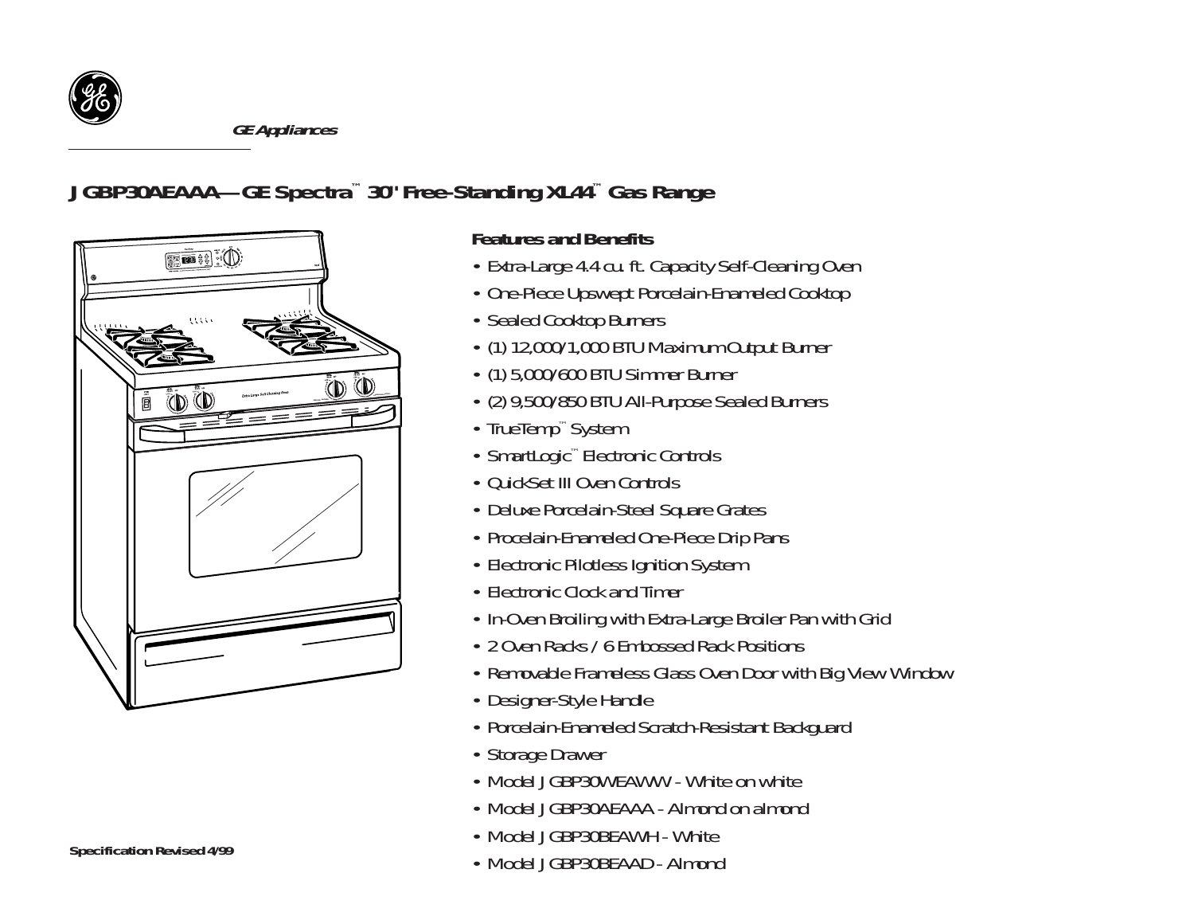GE Appliances

# JGBP30AEAAA—GE Spectra™ 30" Free-Standing XL44™ Gas Range

## Features and Benefits

- Extra-Large 4.4 cu. ft. Capacity Self-Cleaning Oven
- One-Piece Upswept Porcelain-Enameled Cooktop
- Sealed Cooktop Burners
- (1) 12,000/1,000 BTU Maximum Output Burner
- (1) 5,000/600 BTU Simmer Burner
- (2) 9,500/850 BTU All-Purpose Sealed Burners
- TrueTemp™ System
- SmartLogic™ Electronic Controls
- Quick-Set III Oven Controls
- Deluxe Porcelain-Steel Square Grates
- Procelain-Enameled One-Piece Drip Pans
- Electronic Pilotless Ignition System
- Electronic Clock and Timer
- In-Oven Broiling with Extra-Large Broiler Pan with Grid
- 2 Oven Racks / 6 Embossed Rack Positions
- Removable Frameless Glass Oven Door with Big View Window
- Designer-Style Handle
- Porcelain-Enameled Scratch-Resistant Backguard
- Storage Drawer
- Model JGBP30WEAWW - White on white
- Model JGBP30AEAAA - Almond on almond
- Model JGBP30BEAWH - White
- Model JGBP30BEAAD - Almond

**Specification Revised 4/99**